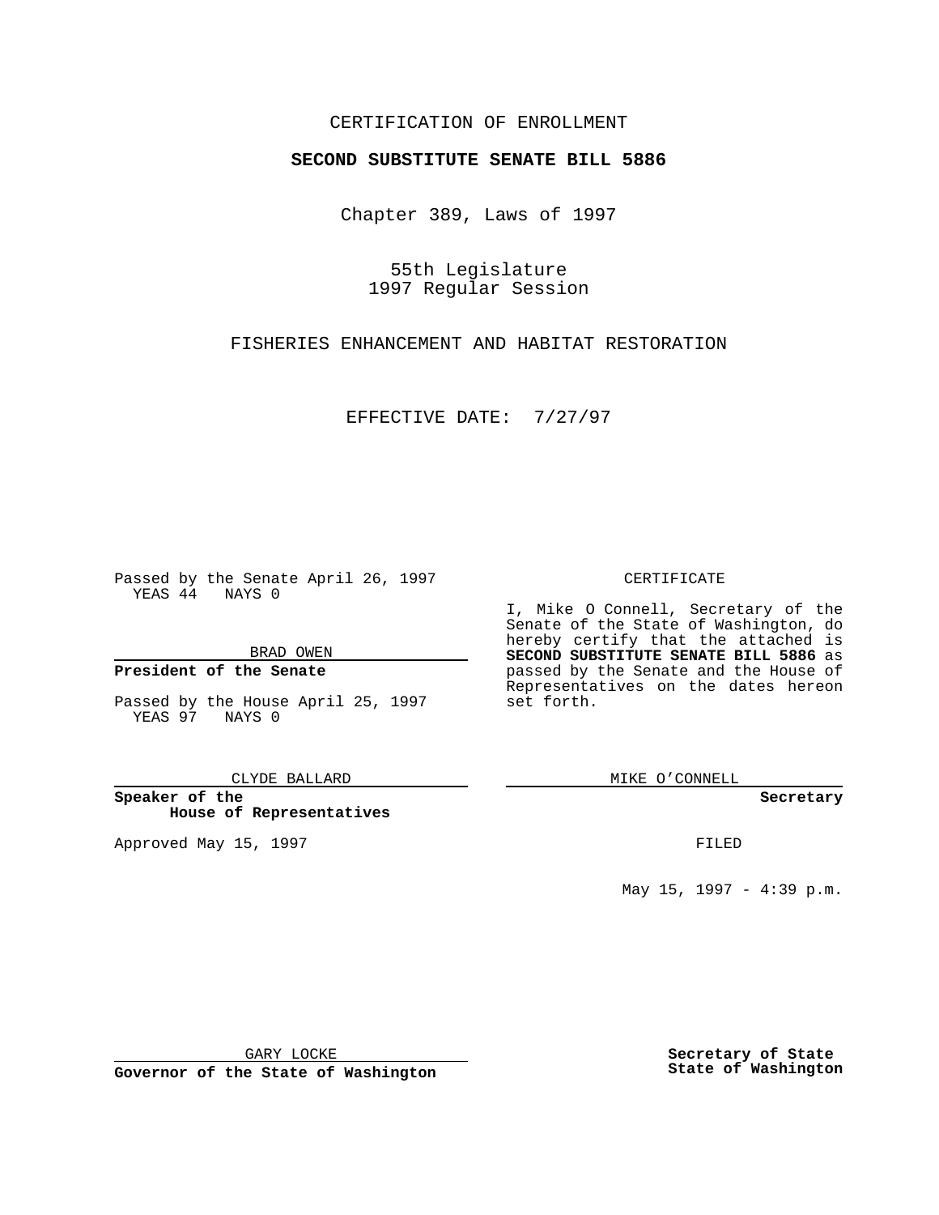CERTIFICATION OF ENROLLMENT

**SECOND SUBSTITUTE SENATE BILL 5886**

Chapter 389, Laws of 1997

55th Legislature
1997 Regular Session

FISHERIES ENHANCEMENT AND HABITAT RESTORATION

EFFECTIVE DATE: 7/27/97

Passed by the Senate April 26, 1997
YEAS 44 NAYS 0

BRAD OWEN

**President of the Senate**

Passed by the House April 25, 1997
YEAS 97 NAYS 0

CLYDE BALLARD

**Speaker of the House of Representatives**

Approved May 15, 1997

GARY LOCKE

**Governor of the State of Washington**

CERTIFICATE

I, Mike O Connell, Secretary of the Senate of the State of Washington, do hereby certify that the attached is **SECOND SUBSTITUTE SENATE BILL 5886** as passed by the Senate and the House of Representatives on the dates hereon set forth.

MIKE O'CONNELL

**Secretary**

FILED

May 15, 1997 - 4:39 p.m.

**Secretary of State
State of Washington**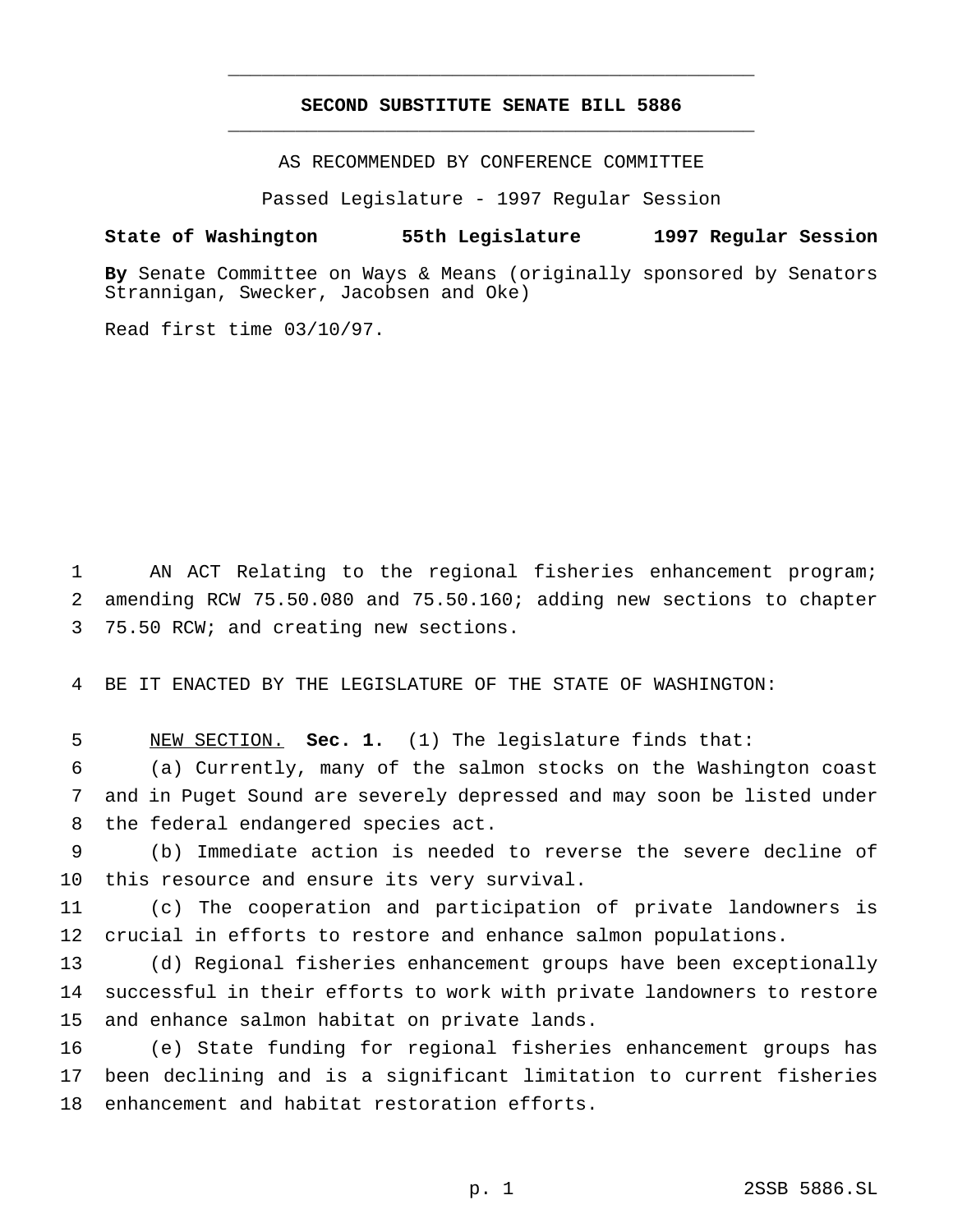# SECOND SUBSTITUTE SENATE BILL 5886

AS RECOMMENDED BY CONFERENCE COMMITTEE

Passed Legislature - 1997 Regular Session

**State of Washington 55th Legislature 1997 Regular Session**

**By** Senate Committee on Ways & Means (originally sponsored by Senators Strannigan, Swecker, Jacobsen and Oke)

Read first time 03/10/97.

AN ACT Relating to the regional fisheries enhancement program; amending RCW 75.50.080 and 75.50.160; adding new sections to chapter 75.50 RCW; and creating new sections.

BE IT ENACTED BY THE LEGISLATURE OF THE STATE OF WASHINGTON:

NEW SECTION. **Sec. 1.** (1) The legislature finds that:

(a) Currently, many of the salmon stocks on the Washington coast and in Puget Sound are severely depressed and may soon be listed under the federal endangered species act.

(b) Immediate action is needed to reverse the severe decline of this resource and ensure its very survival.

(c) The cooperation and participation of private landowners is crucial in efforts to restore and enhance salmon populations.

(d) Regional fisheries enhancement groups have been exceptionally successful in their efforts to work with private landowners to restore and enhance salmon habitat on private lands.

(e) State funding for regional fisheries enhancement groups has been declining and is a significant limitation to current fisheries enhancement and habitat restoration efforts.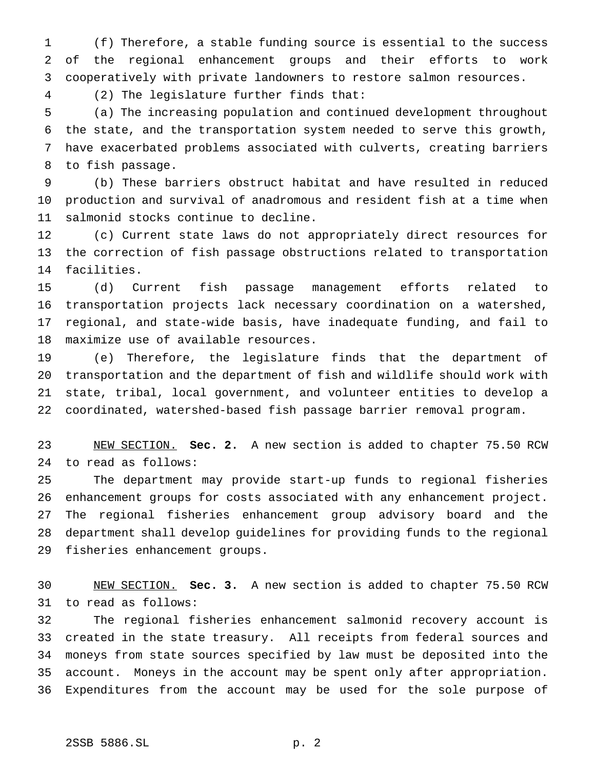(f) Therefore, a stable funding source is essential to the success of the regional enhancement groups and their efforts to work cooperatively with private landowners to restore salmon resources.

(2) The legislature further finds that:

(a) The increasing population and continued development throughout the state, and the transportation system needed to serve this growth, have exacerbated problems associated with culverts, creating barriers to fish passage.

(b) These barriers obstruct habitat and have resulted in reduced production and survival of anadromous and resident fish at a time when salmonid stocks continue to decline.

(c) Current state laws do not appropriately direct resources for the correction of fish passage obstructions related to transportation facilities.

(d) Current fish passage management efforts related to transportation projects lack necessary coordination on a watershed, regional, and state-wide basis, have inadequate funding, and fail to maximize use of available resources.

(e) Therefore, the legislature finds that the department of transportation and the department of fish and wildlife should work with state, tribal, local government, and volunteer entities to develop a coordinated, watershed-based fish passage barrier removal program.

NEW SECTION. **Sec. 2.** A new section is added to chapter 75.50 RCW to read as follows:

The department may provide start-up funds to regional fisheries enhancement groups for costs associated with any enhancement project. The regional fisheries enhancement group advisory board and the department shall develop guidelines for providing funds to the regional fisheries enhancement groups.

NEW SECTION. **Sec. 3.** A new section is added to chapter 75.50 RCW to read as follows:

The regional fisheries enhancement salmonid recovery account is created in the state treasury. All receipts from federal sources and moneys from state sources specified by law must be deposited into the account. Moneys in the account may be spent only after appropriation. Expenditures from the account may be used for the sole purpose of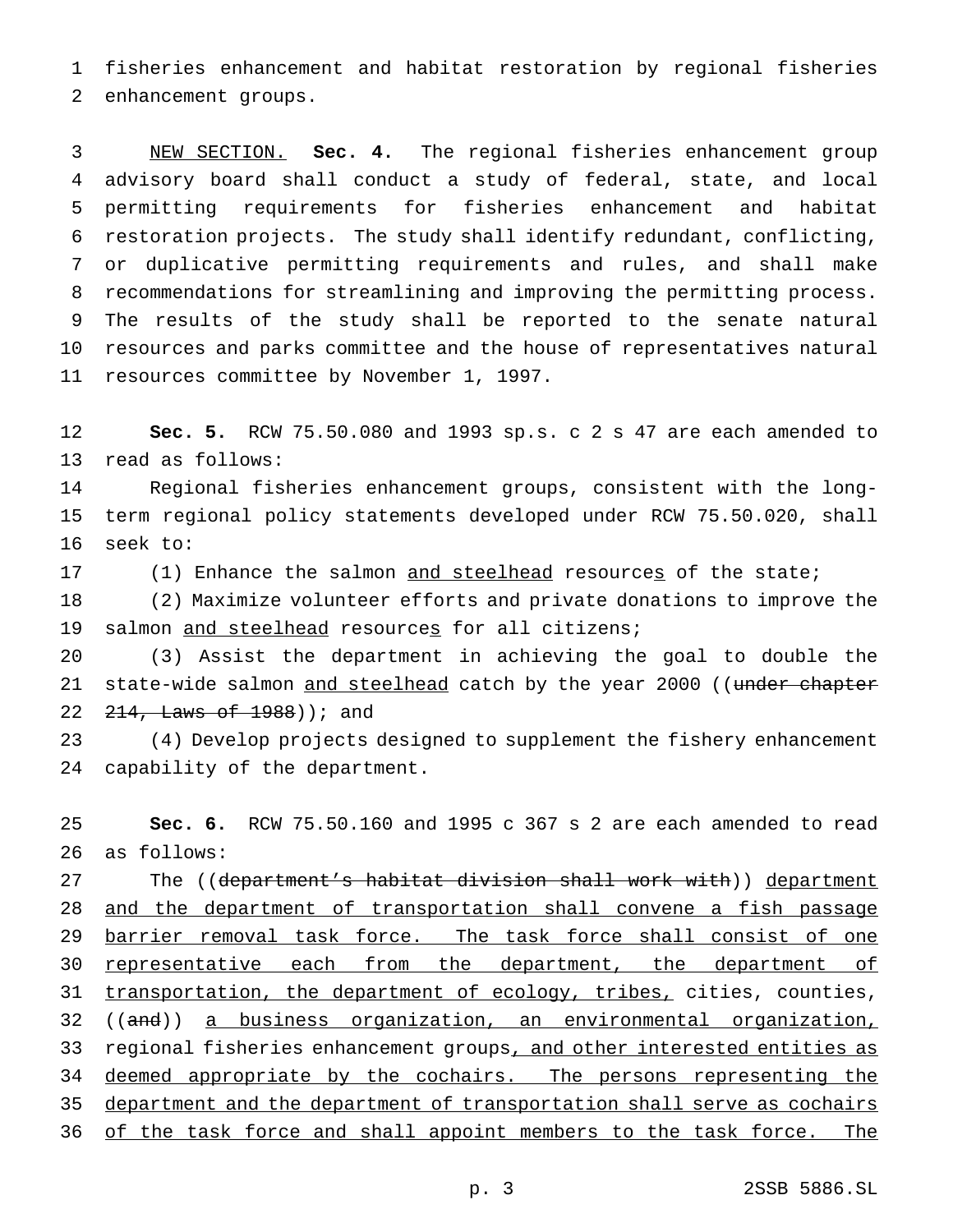fisheries enhancement and habitat restoration by regional fisheries enhancement groups.

NEW SECTION. **Sec. 4.** The regional fisheries enhancement group advisory board shall conduct a study of federal, state, and local permitting requirements for fisheries enhancement and habitat restoration projects. The study shall identify redundant, conflicting, or duplicative permitting requirements and rules, and shall make recommendations for streamlining and improving the permitting process. The results of the study shall be reported to the senate natural resources and parks committee and the house of representatives natural resources committee by November 1, 1997.

**Sec. 5.** RCW 75.50.080 and 1993 sp.s. c 2 s 47 are each amended to read as follows:

Regional fisheries enhancement groups, consistent with the long-term regional policy statements developed under RCW 75.50.020, shall seek to:

(1) Enhance the salmon and steelhead resources of the state;

(2) Maximize volunteer efforts and private donations to improve the salmon and steelhead resources for all citizens;

(3) Assist the department in achieving the goal to double the state-wide salmon and steelhead catch by the year 2000 ((~~under chapter 214, Laws of 1988~~)); and

(4) Develop projects designed to supplement the fishery enhancement capability of the department.

**Sec. 6.** RCW 75.50.160 and 1995 c 367 s 2 are each amended to read as follows:

The ((~~department's habitat division shall work with~~)) department and the department of transportation shall convene a fish passage barrier removal task force. The task force shall consist of one representative each from the department, the department of transportation, the department of ecology, tribes, cities, counties, ((~~and~~)) a business organization, an environmental organization, regional fisheries enhancement groups, and other interested entities as deemed appropriate by the cochairs. The persons representing the department and the department of transportation shall serve as cochairs of the task force and shall appoint members to the task force. The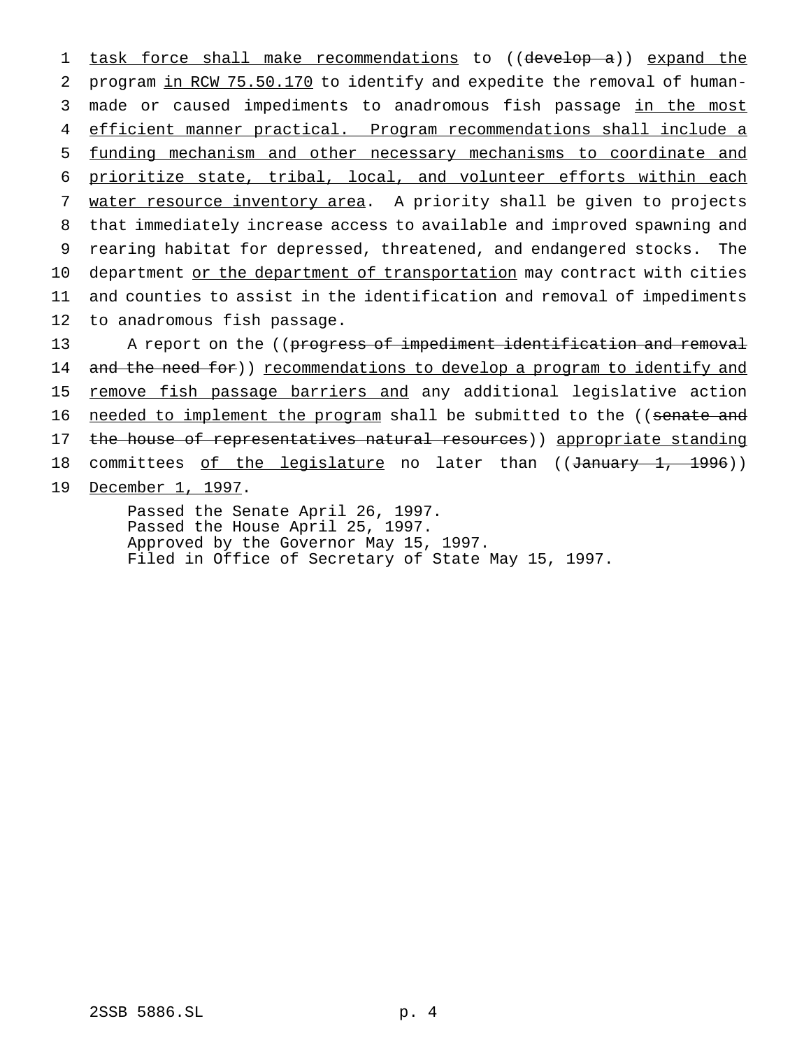task force shall make recommendations to ((~~develop a~~)) expand the program in RCW 75.50.170 to identify and expedite the removal of human-made or caused impediments to anadromous fish passage in the most efficient manner practical. Program recommendations shall include a funding mechanism and other necessary mechanisms to coordinate and prioritize state, tribal, local, and volunteer efforts within each water resource inventory area. A priority shall be given to projects that immediately increase access to available and improved spawning and rearing habitat for depressed, threatened, and endangered stocks. The department or the department of transportation may contract with cities and counties to assist in the identification and removal of impediments to anadromous fish passage.

A report on the ((~~progress of impediment identification and removal and the need for~~)) recommendations to develop a program to identify and remove fish passage barriers and any additional legislative action needed to implement the program shall be submitted to the ((~~senate and the house of representatives natural resources~~)) appropriate standing committees of the legislature no later than ((~~January 1, 1996~~)) December 1, 1997.

Passed the Senate April 26, 1997.
Passed the House April 25, 1997.
Approved by the Governor May 15, 1997.
Filed in Office of Secretary of State May 15, 1997.